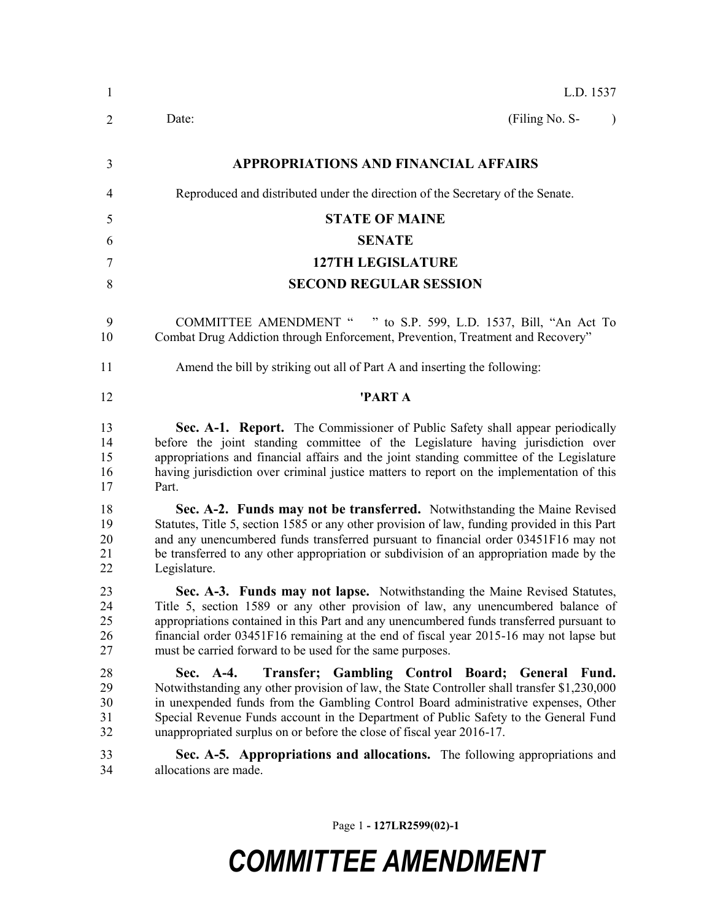L.D. 1537

Date: (Filing No. S- )

## APPROPRIATIONS AND FINANCIAL AFFAIRS

Reproduced and distributed under the direction of the Secretary of the Senate.

## STATE OF MAINE

## SENATE

## 127TH LEGISLATURE

## SECOND REGULAR SESSION

COMMITTEE AMENDMENT " " to S.P. 599, L.D. 1537, Bill, "An Act To Combat Drug Addiction through Enforcement, Prevention, Treatment and Recovery"

Amend the bill by striking out all of Part A and inserting the following:

**'PART A**

**Sec. A-1. Report.** The Commissioner of Public Safety shall appear periodically before the joint standing committee of the Legislature having jurisdiction over appropriations and financial affairs and the joint standing committee of the Legislature having jurisdiction over criminal justice matters to report on the implementation of this Part.

**Sec. A-2. Funds may not be transferred.** Notwithstanding the Maine Revised Statutes, Title 5, section 1585 or any other provision of law, funding provided in this Part and any unencumbered funds transferred pursuant to financial order 03451F16 may not be transferred to any other appropriation or subdivision of an appropriation made by the Legislature.

**Sec. A-3. Funds may not lapse.** Notwithstanding the Maine Revised Statutes, Title 5, section 1589 or any other provision of law, any unencumbered balance of appropriations contained in this Part and any unencumbered funds transferred pursuant to financial order 03451F16 remaining at the end of fiscal year 2015-16 may not lapse but must be carried forward to be used for the same purposes.

**Sec. A-4. Transfer; Gambling Control Board; General Fund.** Notwithstanding any other provision of law, the State Controller shall transfer $1,230,000 in unexpended funds from the Gambling Control Board administrative expenses, Other Special Revenue Funds account in the Department of Public Safety to the General Fund unappropriated surplus on or before the close of fiscal year 2016-17.

**Sec. A-5. Appropriations and allocations.** The following appropriations and allocations are made.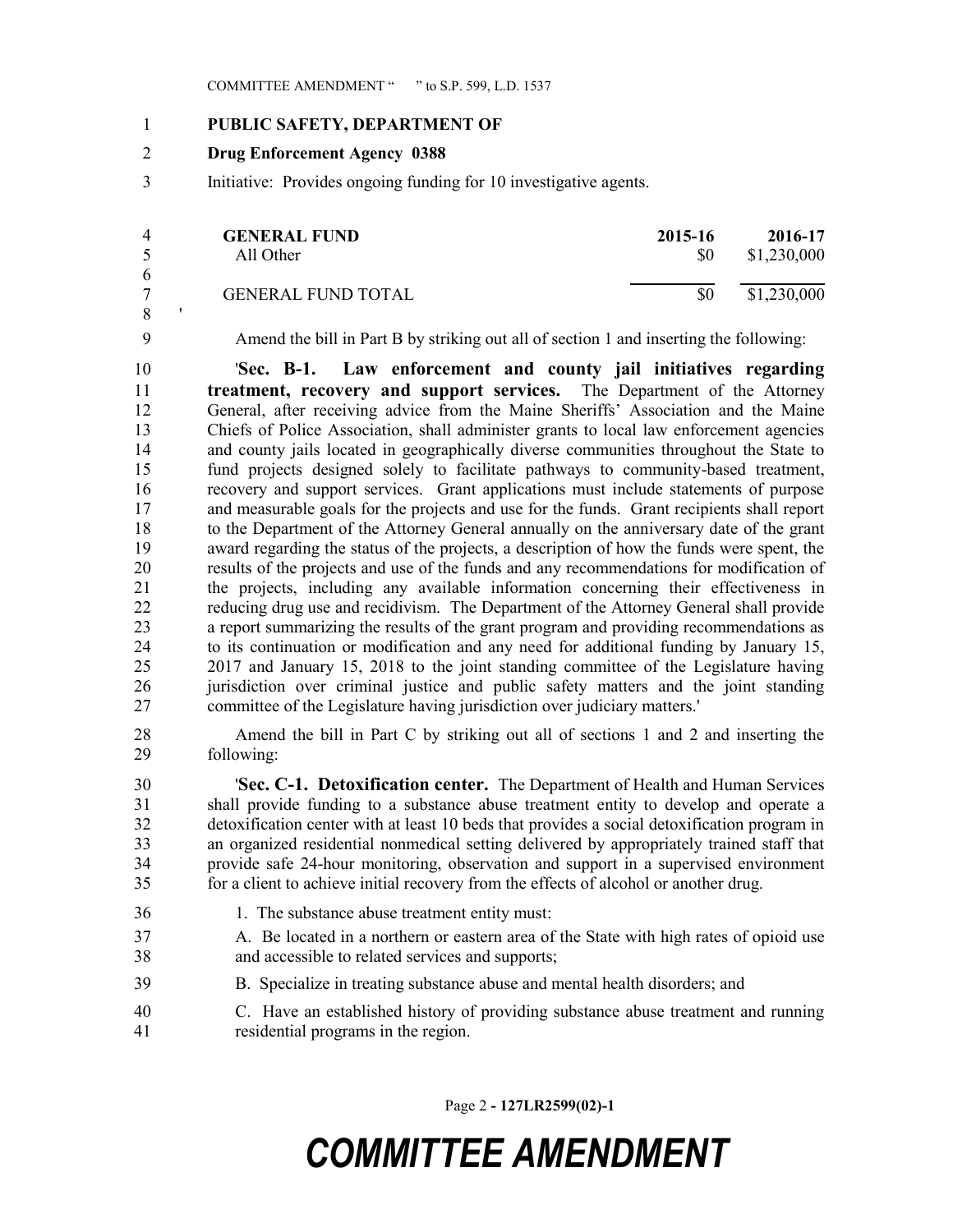**PUBLIC SAFETY, DEPARTMENT OF**

**Drug Enforcement Agency 0388**

Initiative: Provides ongoing funding for 10 investigative agents.

| GENERAL FUND | 2015-16 | 2016-17 |
|---|---|---|
| All Other | $0 | $1,230,000 |
| GENERAL FUND TOTAL | $0 | $1,230,000 |

'

Amend the bill in Part B by striking out all of section 1 and inserting the following:

'**Sec. B-1. Law enforcement and county jail initiatives regarding treatment, recovery and support services.** The Department of the Attorney General, after receiving advice from the Maine Sheriffs' Association and the Maine Chiefs of Police Association, shall administer grants to local law enforcement agencies and county jails located in geographically diverse communities throughout the State to fund projects designed solely to facilitate pathways to community-based treatment, recovery and support services. Grant applications must include statements of purpose and measurable goals for the projects and use for the funds. Grant recipients shall report to the Department of the Attorney General annually on the anniversary date of the grant award regarding the status of the projects, a description of how the funds were spent, the results of the projects and use of the funds and any recommendations for modification of the projects, including any available information concerning their effectiveness in reducing drug use and recidivism. The Department of the Attorney General shall provide a report summarizing the results of the grant program and providing recommendations as to its continuation or modification and any need for additional funding by January 15, 2017 and January 15, 2018 to the joint standing committee of the Legislature having jurisdiction over criminal justice and public safety matters and the joint standing committee of the Legislature having jurisdiction over judiciary matters.'

Amend the bill in Part C by striking out all of sections 1 and 2 and inserting the following:

'**Sec. C-1. Detoxification center.** The Department of Health and Human Services shall provide funding to a substance abuse treatment entity to develop and operate a detoxification center with at least 10 beds that provides a social detoxification program in an organized residential nonmedical setting delivered by appropriately trained staff that provide safe 24-hour monitoring, observation and support in a supervised environment for a client to achieve initial recovery from the effects of alcohol or another drug.

1. The substance abuse treatment entity must:

A. Be located in a northern or eastern area of the State with high rates of opioid use and accessible to related services and supports;

B. Specialize in treating substance abuse and mental health disorders; and

C. Have an established history of providing substance abuse treatment and running residential programs in the region.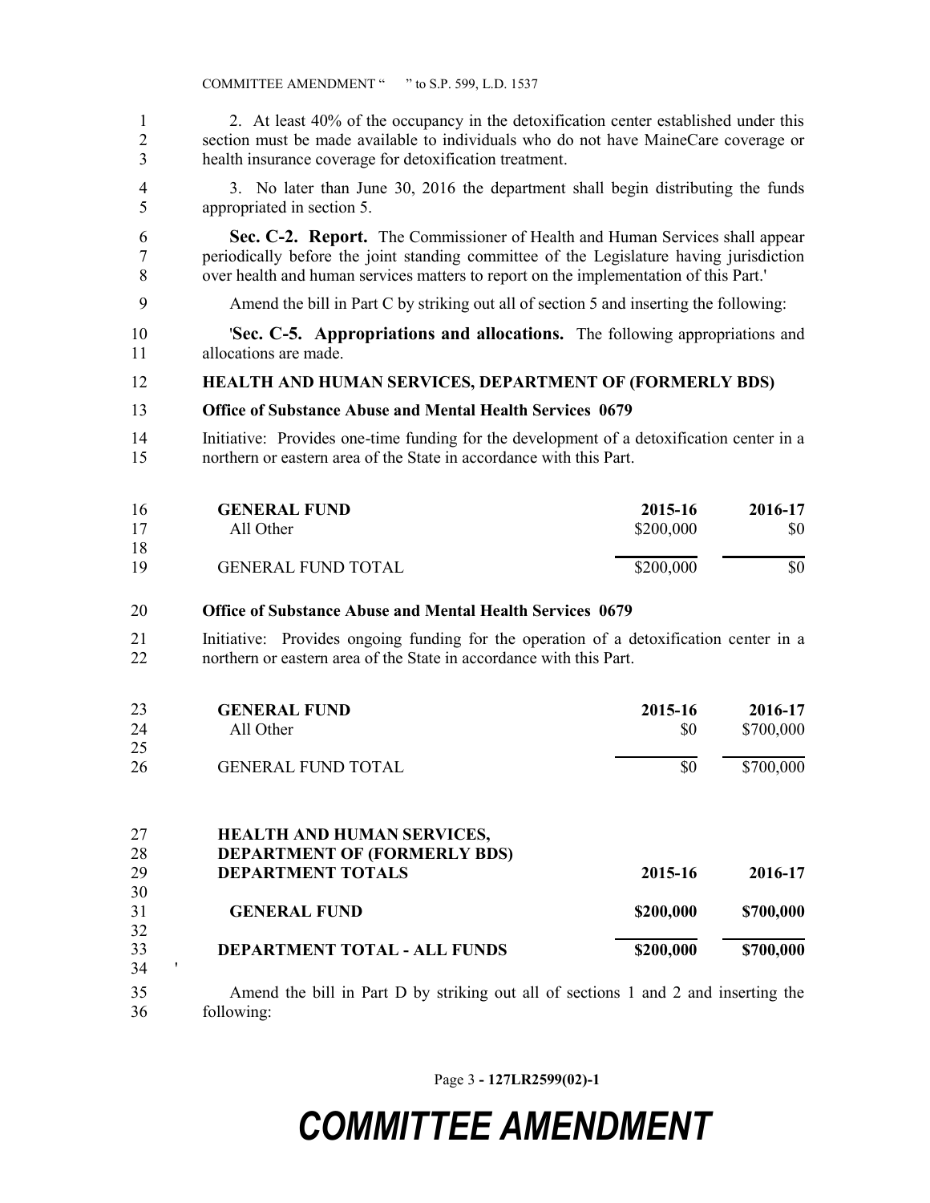2. At least 40% of the occupancy in the detoxification center established under this section must be made available to individuals who do not have MaineCare coverage or health insurance coverage for detoxification treatment.

3. No later than June 30, 2016 the department shall begin distributing the funds appropriated in section 5.

**Sec. C-2. Report.** The Commissioner of Health and Human Services shall appear periodically before the joint standing committee of the Legislature having jurisdiction over health and human services matters to report on the implementation of this Part.'

Amend the bill in Part C by striking out all of section 5 and inserting the following:

'**Sec. C-5. Appropriations and allocations.** The following appropriations and allocations are made.

**HEALTH AND HUMAN SERVICES, DEPARTMENT OF (FORMERLY BDS)**

**Office of Substance Abuse and Mental Health Services 0679**

Initiative: Provides one-time funding for the development of a detoxification center in a northern or eastern area of the State in accordance with this Part.

| **GENERAL FUND** | **2015-16** | **2016-17** |
|---|---|---|
| All Other | $200,000 | $0 |
| GENERAL FUND TOTAL | $200,000 | $0 |

**Office of Substance Abuse and Mental Health Services 0679**

Initiative: Provides ongoing funding for the operation of a detoxification center in a northern or eastern area of the State in accordance with this Part.

| **GENERAL FUND** | **2015-16** | **2016-17** |
|---|---|---|
| All Other | $0 | $700,000 |
| GENERAL FUND TOTAL | $0 | $700,000 |

| **HEALTH AND HUMAN SERVICES, DEPARTMENT OF (FORMERLY BDS) DEPARTMENT TOTALS** | **2015-16** | **2016-17** |
|---|---|---|
| **GENERAL FUND** | **$200,000** | **$700,000** |
| **DEPARTMENT TOTAL - ALL FUNDS** | **$200,000** | **$700,000** |

'

Amend the bill in Part D by striking out all of sections 1 and 2 and inserting the following: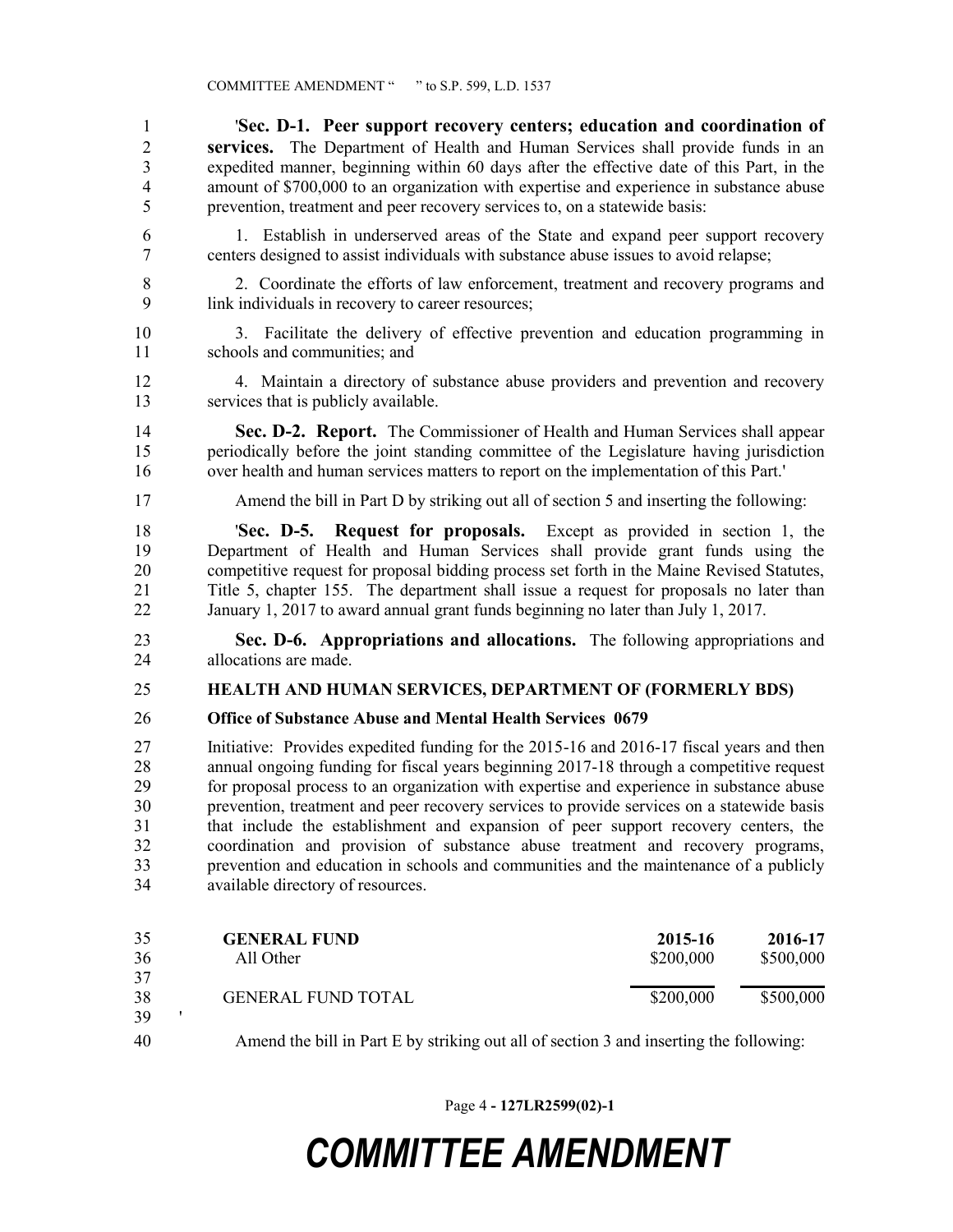'**Sec. D-1. Peer support recovery centers; education and coordination of services.** The Department of Health and Human Services shall provide funds in an expedited manner, beginning within 60 days after the effective date of this Part, in the amount of $700,000 to an organization with expertise and experience in substance abuse prevention, treatment and peer recovery services to, on a statewide basis:

1. Establish in underserved areas of the State and expand peer support recovery centers designed to assist individuals with substance abuse issues to avoid relapse;

2. Coordinate the efforts of law enforcement, treatment and recovery programs and link individuals in recovery to career resources;

3. Facilitate the delivery of effective prevention and education programming in schools and communities; and

4. Maintain a directory of substance abuse providers and prevention and recovery services that is publicly available.

**Sec. D-2. Report.** The Commissioner of Health and Human Services shall appear periodically before the joint standing committee of the Legislature having jurisdiction over health and human services matters to report on the implementation of this Part.'

Amend the bill in Part D by striking out all of section 5 and inserting the following:

'**Sec. D-5. Request for proposals.** Except as provided in section 1, the Department of Health and Human Services shall provide grant funds using the competitive request for proposal bidding process set forth in the Maine Revised Statutes, Title 5, chapter 155. The department shall issue a request for proposals no later than January 1, 2017 to award annual grant funds beginning no later than July 1, 2017.

**Sec. D-6. Appropriations and allocations.** The following appropriations and allocations are made.

**HEALTH AND HUMAN SERVICES, DEPARTMENT OF (FORMERLY BDS)**

**Office of Substance Abuse and Mental Health Services 0679**

Initiative: Provides expedited funding for the 2015-16 and 2016-17 fiscal years and then annual ongoing funding for fiscal years beginning 2017-18 through a competitive request for proposal process to an organization with expertise and experience in substance abuse prevention, treatment and peer recovery services to provide services on a statewide basis that include the establishment and expansion of peer support recovery centers, the coordination and provision of substance abuse treatment and recovery programs, prevention and education in schools and communities and the maintenance of a publicly available directory of resources.

| **GENERAL FUND** | **2015-16** | **2016-17** |
|---|---|---|
| All Other | $200,000 | $500,000 |
| GENERAL FUND TOTAL | $200,000 | $500,000 |

'

Amend the bill in Part E by striking out all of section 3 and inserting the following: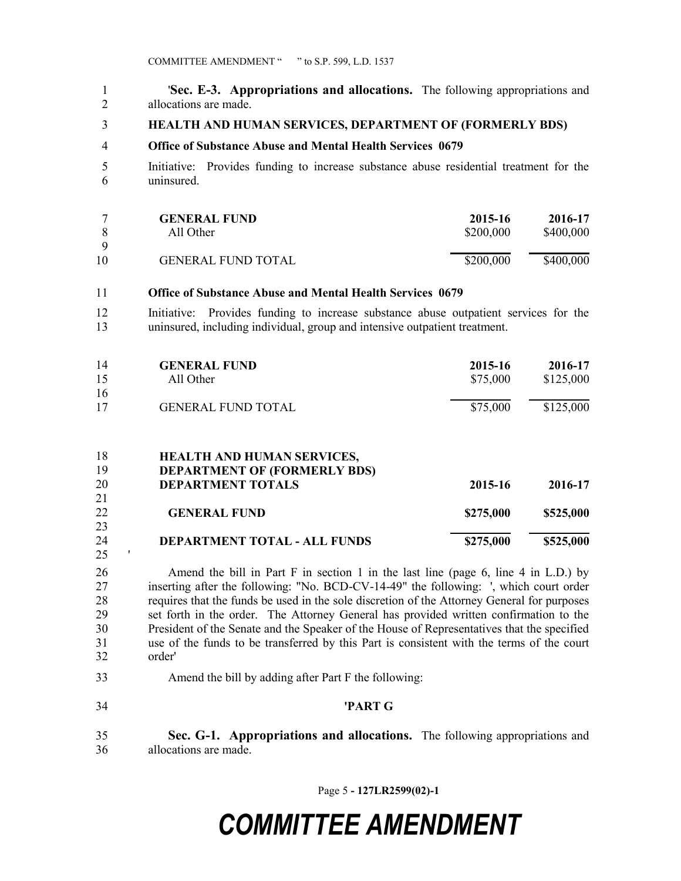'**Sec. E-3. Appropriations and allocations.** The following appropriations and allocations are made.

**HEALTH AND HUMAN SERVICES, DEPARTMENT OF (FORMERLY BDS)**

**Office of Substance Abuse and Mental Health Services 0679**

Initiative: Provides funding to increase substance abuse residential treatment for the uninsured.

| **GENERAL FUND** | **2015-16** | **2016-17** |
|---|---|---|
| All Other | $200,000 | $400,000 |
| GENERAL FUND TOTAL | $200,000 | $400,000 |

**Office of Substance Abuse and Mental Health Services 0679**

Initiative: Provides funding to increase substance abuse outpatient services for the uninsured, including individual, group and intensive outpatient treatment.

| **GENERAL FUND** | **2015-16** | **2016-17** |
|---|---|---|
| All Other | $75,000 | $125,000 |
| GENERAL FUND TOTAL | $75,000 | $125,000 |

| **HEALTH AND HUMAN SERVICES, DEPARTMENT OF (FORMERLY BDS) DEPARTMENT TOTALS** | **2015-16** | **2016-17** |
|---|---|---|
| **GENERAL FUND** | **$275,000** | **$525,000** |
| **DEPARTMENT TOTAL - ALL FUNDS** | **$275,000** | **$525,000** |

'

Amend the bill in Part F in section 1 in the last line (page 6, line 4 in L.D.) by inserting after the following: "No. BCD-CV-14-49" the following: ', which court order requires that the funds be used in the sole discretion of the Attorney General for purposes set forth in the order. The Attorney General has provided written confirmation to the President of the Senate and the Speaker of the House of Representatives that the specified use of the funds to be transferred by this Part is consistent with the terms of the court order'

Amend the bill by adding after Part F the following:

**'PART G**

**Sec. G-1. Appropriations and allocations.** The following appropriations and allocations are made.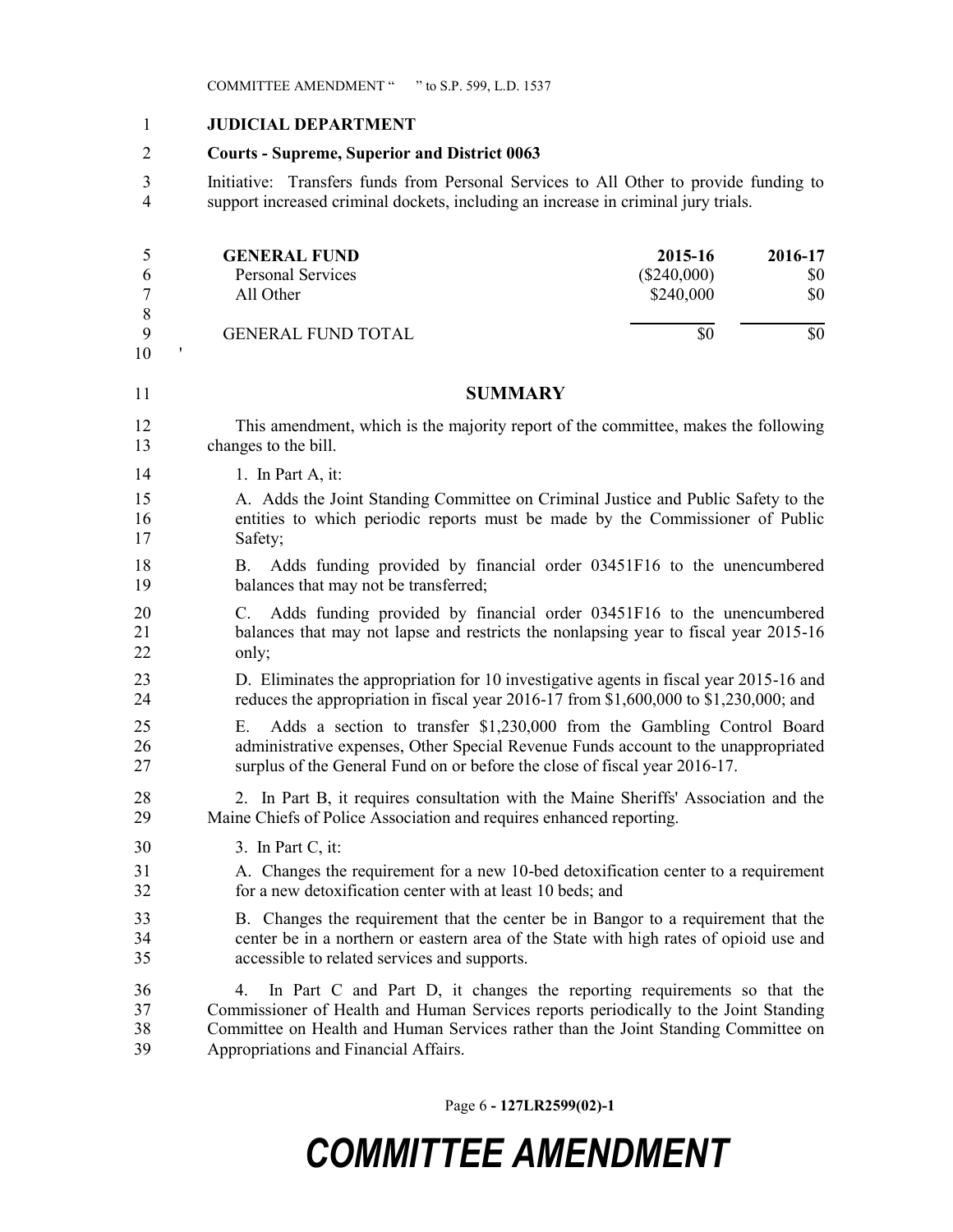**JUDICIAL DEPARTMENT**

**Courts - Supreme, Superior and District 0063**

Initiative: Transfers funds from Personal Services to All Other to provide funding to support increased criminal dockets, including an increase in criminal jury trials.

| GENERAL FUND | 2015-16 | 2016-17 |
|---|---|---|
| Personal Services | ($240,000) | $0 |
| All Other | $240,000 | $0 |
| GENERAL FUND TOTAL | $0 | $0 |

'

## SUMMARY

This amendment, which is the majority report of the committee, makes the following changes to the bill.

1. In Part A, it:

A. Adds the Joint Standing Committee on Criminal Justice and Public Safety to the entities to which periodic reports must be made by the Commissioner of Public Safety;

B. Adds funding provided by financial order 03451F16 to the unencumbered balances that may not be transferred;

C. Adds funding provided by financial order 03451F16 to the unencumbered balances that may not lapse and restricts the nonlapsing year to fiscal year 2015-16 only;

D. Eliminates the appropriation for 10 investigative agents in fiscal year 2015-16 and reduces the appropriation in fiscal year 2016-17 from $1,600,000 to $1,230,000; and

E. Adds a section to transfer $1,230,000 from the Gambling Control Board administrative expenses, Other Special Revenue Funds account to the unappropriated surplus of the General Fund on or before the close of fiscal year 2016-17.

2. In Part B, it requires consultation with the Maine Sheriffs' Association and the Maine Chiefs of Police Association and requires enhanced reporting.

3. In Part C, it:

A. Changes the requirement for a new 10-bed detoxification center to a requirement for a new detoxification center with at least 10 beds; and

B. Changes the requirement that the center be in Bangor to a requirement that the center be in a northern or eastern area of the State with high rates of opioid use and accessible to related services and supports.

4. In Part C and Part D, it changes the reporting requirements so that the Commissioner of Health and Human Services reports periodically to the Joint Standing Committee on Health and Human Services rather than the Joint Standing Committee on Appropriations and Financial Affairs.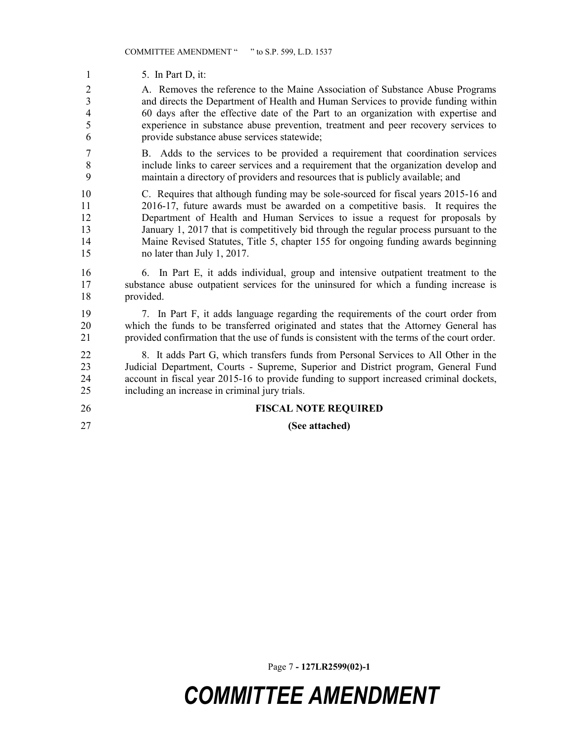5. In Part D, it:

A. Removes the reference to the Maine Association of Substance Abuse Programs and directs the Department of Health and Human Services to provide funding within 60 days after the effective date of the Part to an organization with expertise and experience in substance abuse prevention, treatment and peer recovery services to provide substance abuse services statewide;

B. Adds to the services to be provided a requirement that coordination services include links to career services and a requirement that the organization develop and maintain a directory of providers and resources that is publicly available; and

C. Requires that although funding may be sole-sourced for fiscal years 2015-16 and 2016-17, future awards must be awarded on a competitive basis. It requires the Department of Health and Human Services to issue a request for proposals by January 1, 2017 that is competitively bid through the regular process pursuant to the Maine Revised Statutes, Title 5, chapter 155 for ongoing funding awards beginning no later than July 1, 2017.

6. In Part E, it adds individual, group and intensive outpatient treatment to the substance abuse outpatient services for the uninsured for which a funding increase is provided.

7. In Part F, it adds language regarding the requirements of the court order from which the funds to be transferred originated and states that the Attorney General has provided confirmation that the use of funds is consistent with the terms of the court order.

8. It adds Part G, which transfers funds from Personal Services to All Other in the Judicial Department, Courts - Supreme, Superior and District program, General Fund account in fiscal year 2015-16 to provide funding to support increased criminal dockets, including an increase in criminal jury trials.

**FISCAL NOTE REQUIRED**

**(See attached)**